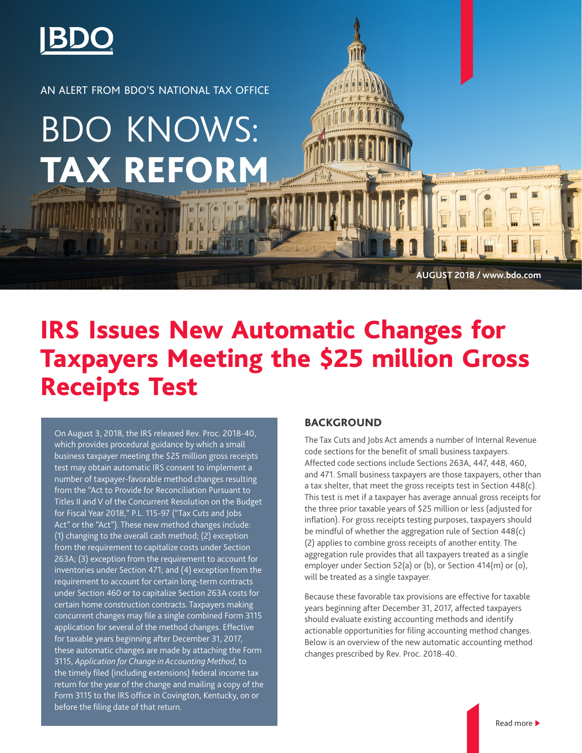AN ALERT FROM BDO'S NATIONAL TAX OFFICE

# BDO KNOWS: TAX REFORM

AUGUST 2018 / www.bdo.com

# IRS Issues New Automatic Changes for Taxpayers Meeting the $25 million Gross Receipts Test

On August 3, 2018, the IRS released Rev. Proc. 2018-40, which provides procedural guidance by which a small business taxpayer meeting the $25 million gross receipts test may obtain automatic IRS consent to implement a number of taxpayer-favorable method changes resulting from the "Act to Provide for Reconciliation Pursuant to Titles II and V of the Concurrent Resolution on the Budget for Fiscal Year 2018," P.L. 115-97 ("Tax Cuts and Jobs Act" or the "Act"). These new method changes include: (1) changing to the overall cash method; (2) exception from the requirement to capitalize costs under Section 263A; (3) exception from the requirement to account for inventories under Section 471; and (4) exception from the requirement to account for certain long-term contracts under Section 460 or to capitalize Section 263A costs for certain home construction contracts. Taxpayers making concurrent changes may file a single combined Form 3115 application for several of the method changes. Effective for taxable years beginning after December 31, 2017, these automatic changes are made by attaching the Form 3115, *Application for Change in Accounting Method*, to the timely filed (including extensions) federal income tax return for the year of the change and mailing a copy of the Form 3115 to the IRS office in Covington, Kentucky, on or before the filing date of that return.

## BACKGROUND

The Tax Cuts and Jobs Act amends a number of Internal Revenue code sections for the benefit of small business taxpayers. Affected code sections include Sections 263A, 447, 448, 460, and 471. Small business taxpayers are those taxpayers, other than a tax shelter, that meet the gross receipts test in Section 448(c). This test is met if a taxpayer has average annual gross receipts for the three prior taxable years of $25 million or less (adjusted for inflation). For gross receipts testing purposes, taxpayers should be mindful of whether the aggregation rule of Section 448(c)(2) applies to combine gross receipts of another entity. The aggregation rule provides that all taxpayers treated as a single employer under Section 52(a) or (b), or Section 414(m) or (o), will be treated as a single taxpayer.

Because these favorable tax provisions are effective for taxable years beginning after December 31, 2017, affected taxpayers should evaluate existing accounting methods and identify actionable opportunities for filing accounting method changes. Below is an overview of the new automatic accounting method changes prescribed by Rev. Proc. 2018-40.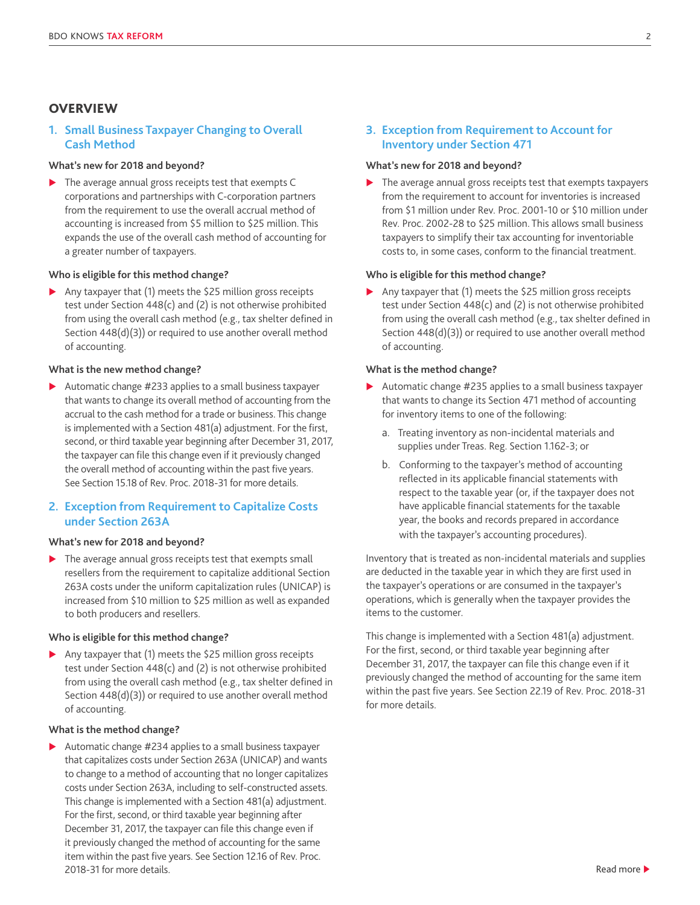## OVERVIEW

### 1. Small Business Taxpayer Changing to Overall Cash Method

**What's new for 2018 and beyond?**

- The average annual gross receipts test that exempts C corporations and partnerships with C-corporation partners from the requirement to use the overall accrual method of accounting is increased from $5 million to $25 million. This expands the use of the overall cash method of accounting for a greater number of taxpayers.

**Who is eligible for this method change?**

- Any taxpayer that (1) meets the $25 million gross receipts test under Section 448(c) and (2) is not otherwise prohibited from using the overall cash method (e.g., tax shelter defined in Section 448(d)(3)) or required to use another overall method of accounting.

**What is the new method change?**

- Automatic change #233 applies to a small business taxpayer that wants to change its overall method of accounting from the accrual to the cash method for a trade or business. This change is implemented with a Section 481(a) adjustment. For the first, second, or third taxable year beginning after December 31, 2017, the taxpayer can file this change even if it previously changed the overall method of accounting within the past five years. See Section 15.18 of Rev. Proc. 2018-31 for more details.

### 2. Exception from Requirement to Capitalize Costs under Section 263A

**What's new for 2018 and beyond?**

- The average annual gross receipts test that exempts small resellers from the requirement to capitalize additional Section 263A costs under the uniform capitalization rules (UNICAP) is increased from $10 million to $25 million as well as expanded to both producers and resellers.

**Who is eligible for this method change?**

- Any taxpayer that (1) meets the $25 million gross receipts test under Section 448(c) and (2) is not otherwise prohibited from using the overall cash method (e.g., tax shelter defined in Section 448(d)(3)) or required to use another overall method of accounting.

**What is the method change?**

- Automatic change #234 applies to a small business taxpayer that capitalizes costs under Section 263A (UNICAP) and wants to change to a method of accounting that no longer capitalizes costs under Section 263A, including to self-constructed assets. This change is implemented with a Section 481(a) adjustment. For the first, second, or third taxable year beginning after December 31, 2017, the taxpayer can file this change even if it previously changed the method of accounting for the same item within the past five years. See Section 12.16 of Rev. Proc. 2018-31 for more details.

### 3. Exception from Requirement to Account for Inventory under Section 471

**What's new for 2018 and beyond?**

- The average annual gross receipts test that exempts taxpayers from the requirement to account for inventories is increased from $1 million under Rev. Proc. 2001-10 or $10 million under Rev. Proc. 2002-28 to $25 million. This allows small business taxpayers to simplify their tax accounting for inventoriable costs to, in some cases, conform to the financial treatment.

**Who is eligible for this method change?**

- Any taxpayer that (1) meets the $25 million gross receipts test under Section 448(c) and (2) is not otherwise prohibited from using the overall cash method (e.g., tax shelter defined in Section 448(d)(3)) or required to use another overall method of accounting.

**What is the method change?**

- Automatic change #235 applies to a small business taxpayer that wants to change its Section 471 method of accounting for inventory items to one of the following:
  a. Treating inventory as non-incidental materials and supplies under Treas. Reg. Section 1.162-3; or
  b. Conforming to the taxpayer's method of accounting reflected in its applicable financial statements with respect to the taxable year (or, if the taxpayer does not have applicable financial statements for the taxable year, the books and records prepared in accordance with the taxpayer's accounting procedures).

Inventory that is treated as non-incidental materials and supplies are deducted in the taxable year in which they are first used in the taxpayer's operations or are consumed in the taxpayer's operations, which is generally when the taxpayer provides the items to the customer.

This change is implemented with a Section 481(a) adjustment. For the first, second, or third taxable year beginning after December 31, 2017, the taxpayer can file this change even if it previously changed the method of accounting for the same item within the past five years. See Section 22.19 of Rev. Proc. 2018-31 for more details.

Read more ▶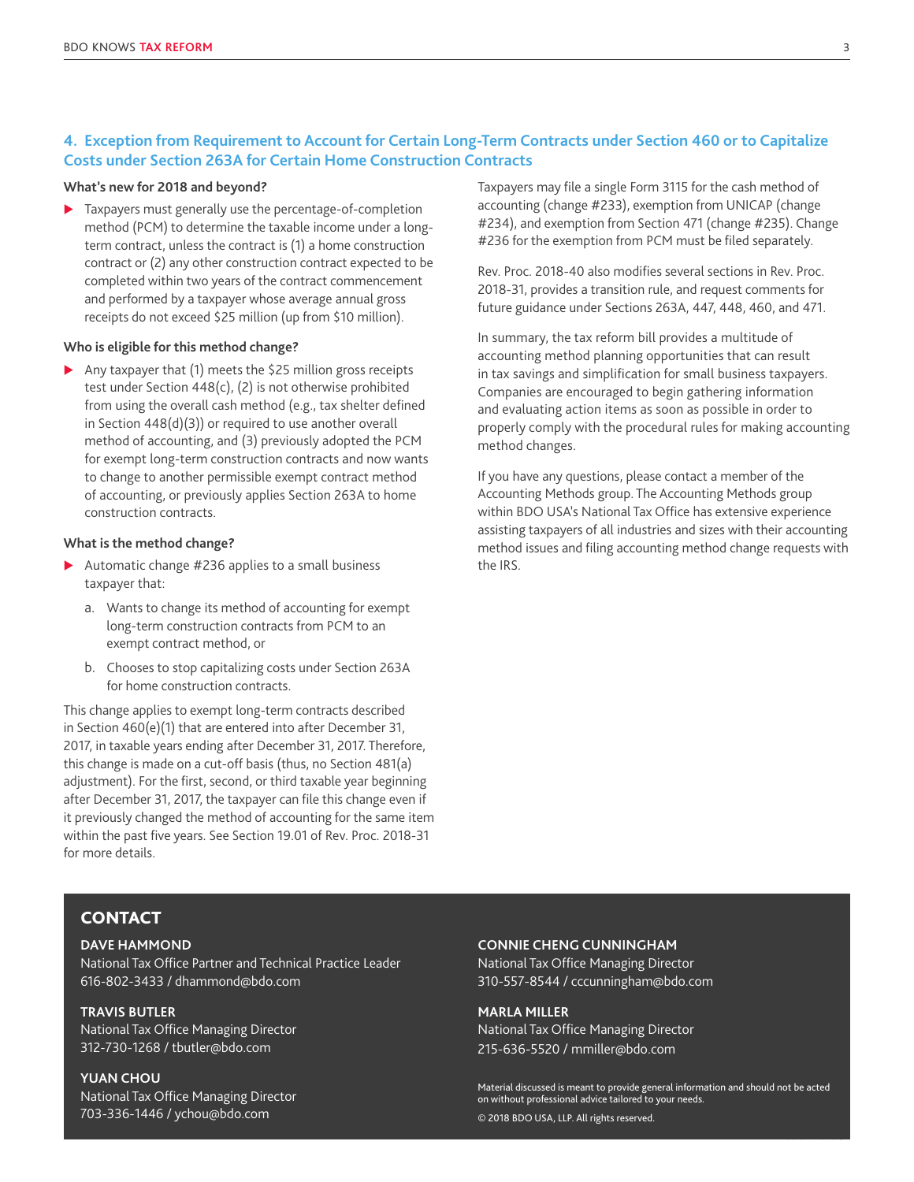## 4. Exception from Requirement to Account for Certain Long-Term Contracts under Section 460 or to Capitalize Costs under Section 263A for Certain Home Construction Contracts

**What's new for 2018 and beyond?**

- Taxpayers must generally use the percentage-of-completion method (PCM) to determine the taxable income under a long-term contract, unless the contract is (1) a home construction contract or (2) any other construction contract expected to be completed within two years of the contract commencement and performed by a taxpayer whose average annual gross receipts do not exceed $25 million (up from $10 million).

**Who is eligible for this method change?**

- Any taxpayer that (1) meets the $25 million gross receipts test under Section 448(c), (2) is not otherwise prohibited from using the overall cash method (e.g., tax shelter defined in Section 448(d)(3)) or required to use another overall method of accounting, and (3) previously adopted the PCM for exempt long-term construction contracts and now wants to change to another permissible exempt contract method of accounting, or previously applies Section 263A to home construction contracts.

**What is the method change?**

- Automatic change #236 applies to a small business taxpayer that:
  a. Wants to change its method of accounting for exempt long-term construction contracts from PCM to an exempt contract method, or
  b. Chooses to stop capitalizing costs under Section 263A for home construction contracts.

This change applies to exempt long-term contracts described in Section 460(e)(1) that are entered into after December 31, 2017, in taxable years ending after December 31, 2017. Therefore, this change is made on a cut-off basis (thus, no Section 481(a) adjustment). For the first, second, or third taxable year beginning after December 31, 2017, the taxpayer can file this change even if it previously changed the method of accounting for the same item within the past five years. See Section 19.01 of Rev. Proc. 2018-31 for more details.

Taxpayers may file a single Form 3115 for the cash method of accounting (change #233), exemption from UNICAP (change #234), and exemption from Section 471 (change #235). Change #236 for the exemption from PCM must be filed separately.

Rev. Proc. 2018-40 also modifies several sections in Rev. Proc. 2018-31, provides a transition rule, and request comments for future guidance under Sections 263A, 447, 448, 460, and 471.

In summary, the tax reform bill provides a multitude of accounting method planning opportunities that can result in tax savings and simplification for small business taxpayers. Companies are encouraged to begin gathering information and evaluating action items as soon as possible in order to properly comply with the procedural rules for making accounting method changes.

If you have any questions, please contact a member of the Accounting Methods group. The Accounting Methods group within BDO USA's National Tax Office has extensive experience assisting taxpayers of all industries and sizes with their accounting method issues and filing accounting method change requests with the IRS.

## CONTACT

**DAVE HAMMOND**
National Tax Office Partner and Technical Practice Leader
616-802-3433 / dhammond@bdo.com

**TRAVIS BUTLER**
National Tax Office Managing Director
312-730-1268 / tbutler@bdo.com

**YUAN CHOU**
National Tax Office Managing Director
703-336-1446 / ychou@bdo.com

**CONNIE CHENG CUNNINGHAM**
National Tax Office Managing Director
310-557-8544 / cccunningham@bdo.com

**MARLA MILLER**
National Tax Office Managing Director
215-636-5520 / mmiller@bdo.com

Material discussed is meant to provide general information and should not be acted on without professional advice tailored to your needs.

© 2018 BDO USA, LLP. All rights reserved.